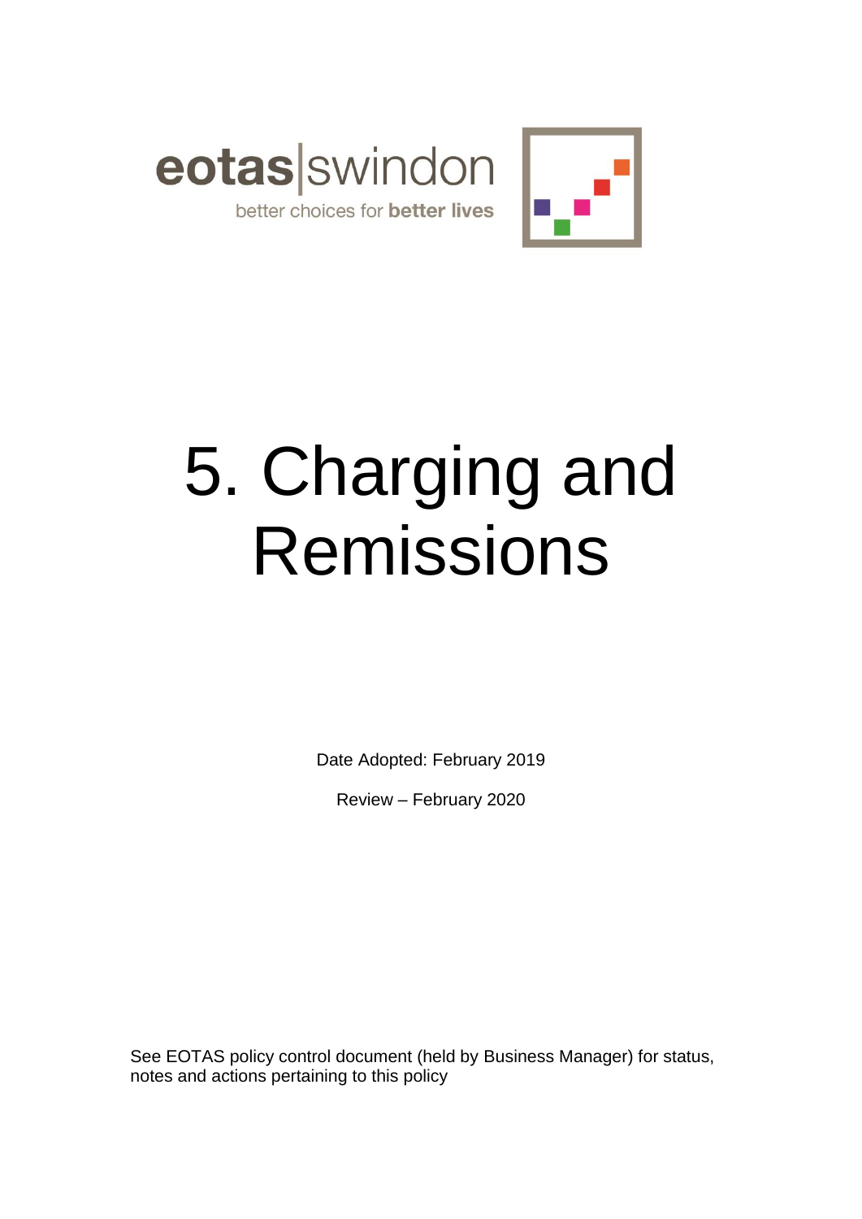eotas|swindon

better choices for **better lives**

# 5. Charging and Remissions

Date Adopted: February 2019

Review – February 2020

See EOTAS policy control document (held by Business Manager) for status, notes and actions pertaining to this policy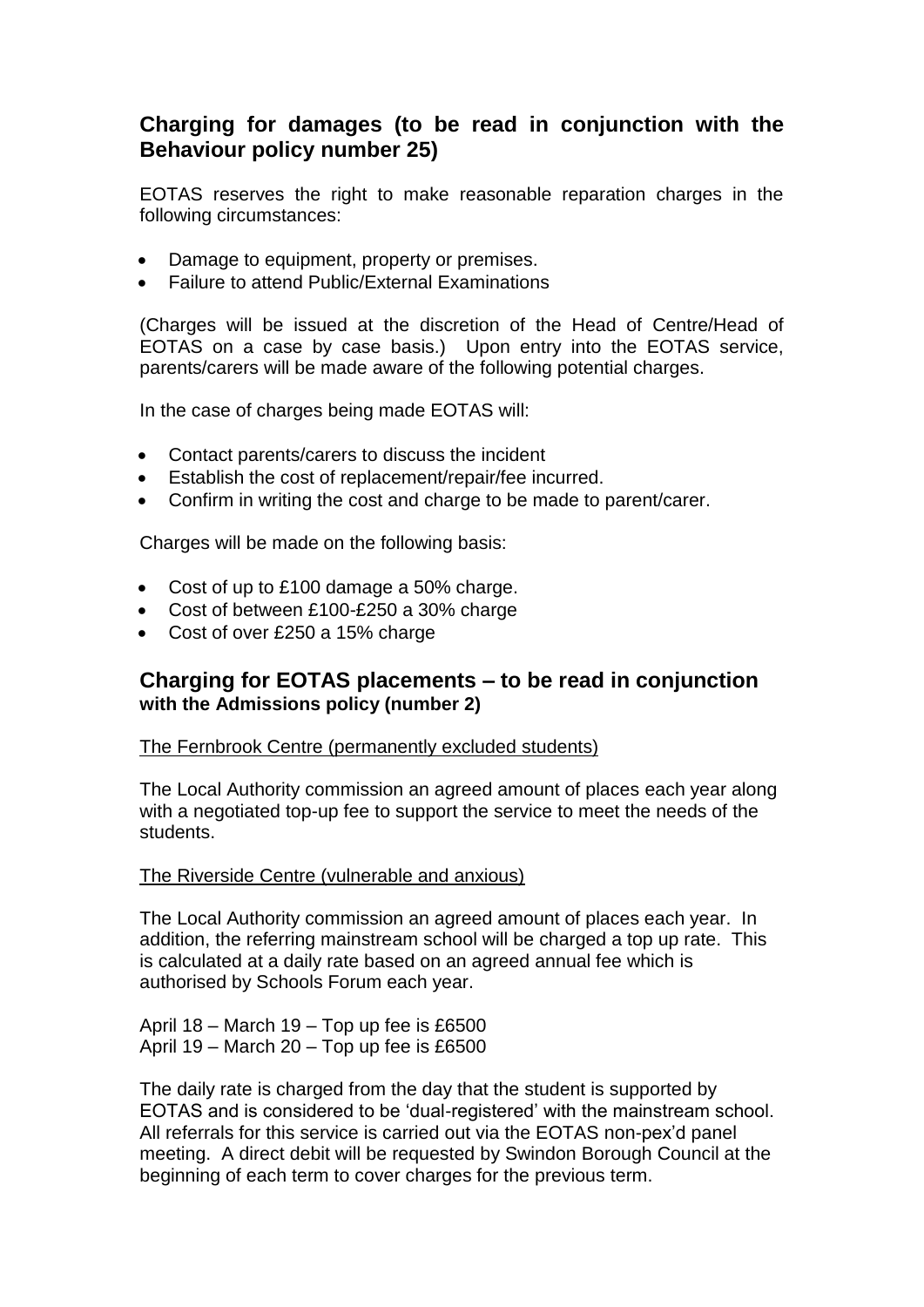## Charging for damages (to be read in conjunction with the Behaviour policy number 25)

EOTAS reserves the right to make reasonable reparation charges in the following circumstances:

- Damage to equipment, property or premises.
- Failure to attend Public/External Examinations

(Charges will be issued at the discretion of the Head of Centre/Head of EOTAS on a case by case basis.) Upon entry into the EOTAS service, parents/carers will be made aware of the following potential charges.

In the case of charges being made EOTAS will:

- Contact parents/carers to discuss the incident
- Establish the cost of replacement/repair/fee incurred.
- Confirm in writing the cost and charge to be made to parent/carer.

Charges will be made on the following basis:

- Cost of up to £100 damage a 50% charge.
- Cost of between £100-£250 a 30% charge
- Cost of over £250 a 15% charge

## Charging for EOTAS placements – to be read in conjunction with the Admissions policy (number 2)

The Fernbrook Centre (permanently excluded students)

The Local Authority commission an agreed amount of places each year along with a negotiated top-up fee to support the service to meet the needs of the students.

The Riverside Centre (vulnerable and anxious)

The Local Authority commission an agreed amount of places each year. In addition, the referring mainstream school will be charged a top up rate. This is calculated at a daily rate based on an agreed annual fee which is authorised by Schools Forum each year.

April 18 – March 19 – Top up fee is £6500
April 19 – March 20 – Top up fee is £6500

The daily rate is charged from the day that the student is supported by EOTAS and is considered to be 'dual-registered' with the mainstream school. All referrals for this service is carried out via the EOTAS non-pex'd panel meeting. A direct debit will be requested by Swindon Borough Council at the beginning of each term to cover charges for the previous term.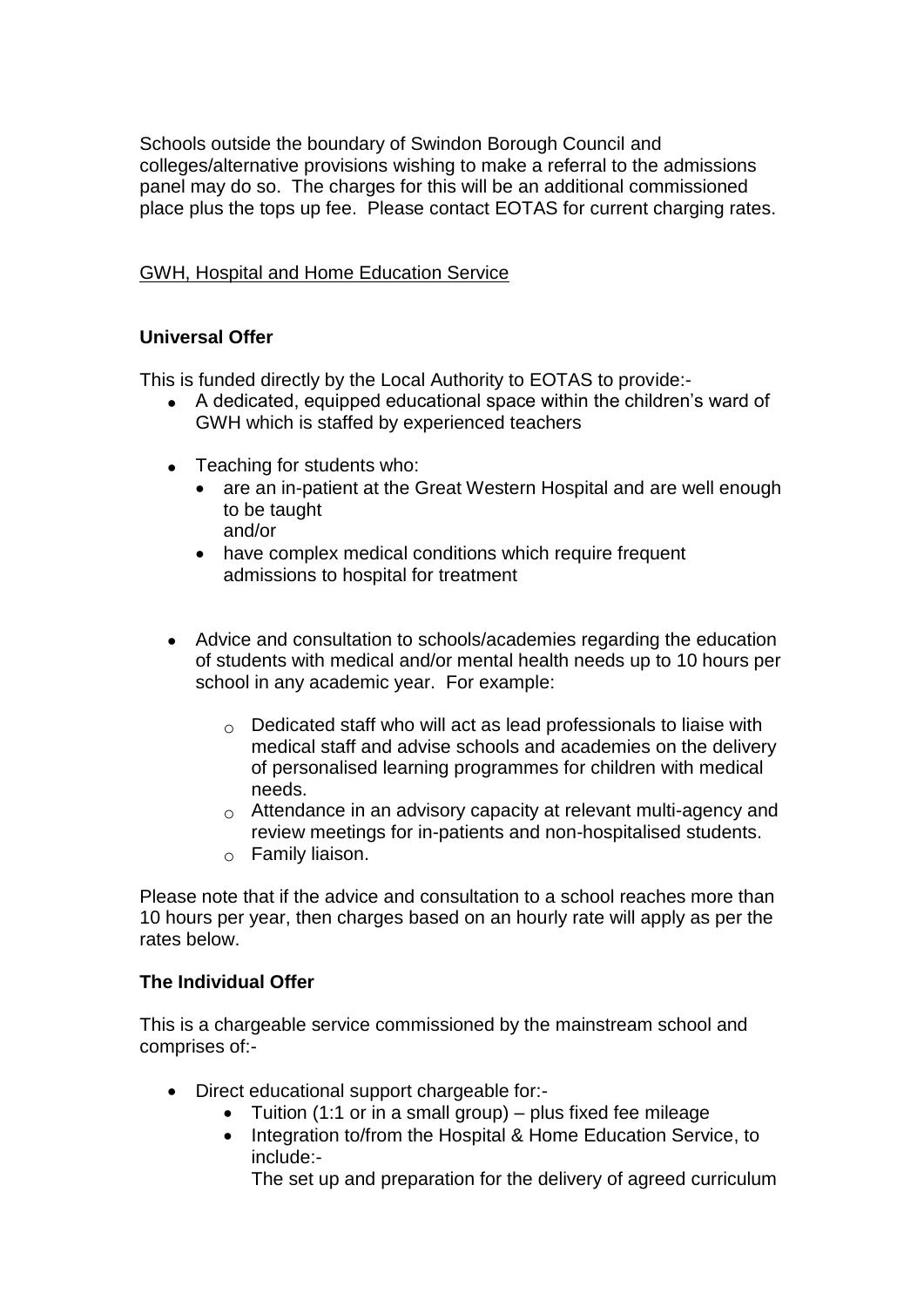Schools outside the boundary of Swindon Borough Council and colleges/alternative provisions wishing to make a referral to the admissions panel may do so. The charges for this will be an additional commissioned place plus the tops up fee. Please contact EOTAS for current charging rates.

<u>GWH, Hospital and Home Education Service</u>

**Universal Offer**

This is funded directly by the Local Authority to EOTAS to provide:-

- A dedicated, equipped educational space within the children's ward of GWH which is staffed by experienced teachers
- Teaching for students who:
  - are an in-patient at the Great Western Hospital and are well enough to be taught
    and/or
  - have complex medical conditions which require frequent admissions to hospital for treatment
- Advice and consultation to schools/academies regarding the education of students with medical and/or mental health needs up to 10 hours per school in any academic year. For example:
  - Dedicated staff who will act as lead professionals to liaise with medical staff and advise schools and academies on the delivery of personalised learning programmes for children with medical needs.
  - Attendance in an advisory capacity at relevant multi-agency and review meetings for in-patients and non-hospitalised students.
  - Family liaison.

Please note that if the advice and consultation to a school reaches more than 10 hours per year, then charges based on an hourly rate will apply as per the rates below.

**The Individual Offer**

This is a chargeable service commissioned by the mainstream school and comprises of:-

- Direct educational support chargeable for:-
  - Tuition (1:1 or in a small group) – plus fixed fee mileage
  - Integration to/from the Hospital & Home Education Service, to include:-
    The set up and preparation for the delivery of agreed curriculum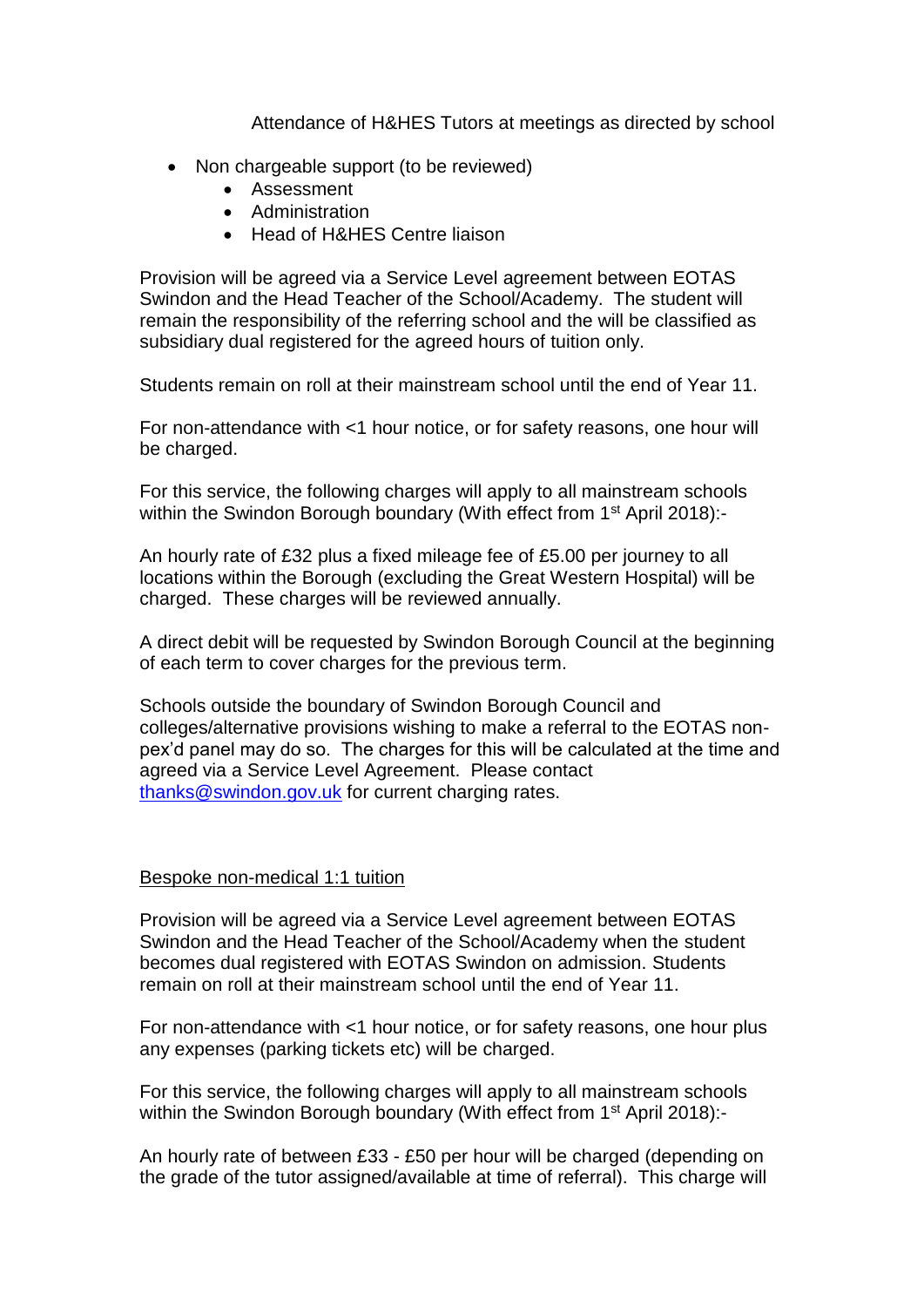Attendance of H&HES Tutors at meetings as directed by school

- Non chargeable support (to be reviewed)
  - Assessment
  - Administration
  - Head of H&HES Centre liaison

Provision will be agreed via a Service Level agreement between EOTAS Swindon and the Head Teacher of the School/Academy. The student will remain the responsibility of the referring school and the will be classified as subsidiary dual registered for the agreed hours of tuition only.

Students remain on roll at their mainstream school until the end of Year 11.

For non-attendance with <1 hour notice, or for safety reasons, one hour will be charged.

For this service, the following charges will apply to all mainstream schools within the Swindon Borough boundary (With effect from 1st April 2018):-

An hourly rate of £32 plus a fixed mileage fee of £5.00 per journey to all locations within the Borough (excluding the Great Western Hospital) will be charged. These charges will be reviewed annually.

A direct debit will be requested by Swindon Borough Council at the beginning of each term to cover charges for the previous term.

Schools outside the boundary of Swindon Borough Council and colleges/alternative provisions wishing to make a referral to the EOTAS non-pex'd panel may do so. The charges for this will be calculated at the time and agreed via a Service Level Agreement. Please contact [thanks@swindon.gov.uk](mailto:thanks@swindon.gov.uk) for current charging rates.

<u>Bespoke non-medical 1:1 tuition</u>

Provision will be agreed via a Service Level agreement between EOTAS Swindon and the Head Teacher of the School/Academy when the student becomes dual registered with EOTAS Swindon on admission. Students remain on roll at their mainstream school until the end of Year 11.

For non-attendance with <1 hour notice, or for safety reasons, one hour plus any expenses (parking tickets etc) will be charged.

For this service, the following charges will apply to all mainstream schools within the Swindon Borough boundary (With effect from 1st April 2018):-

An hourly rate of between £33 - £50 per hour will be charged (depending on the grade of the tutor assigned/available at time of referral). This charge will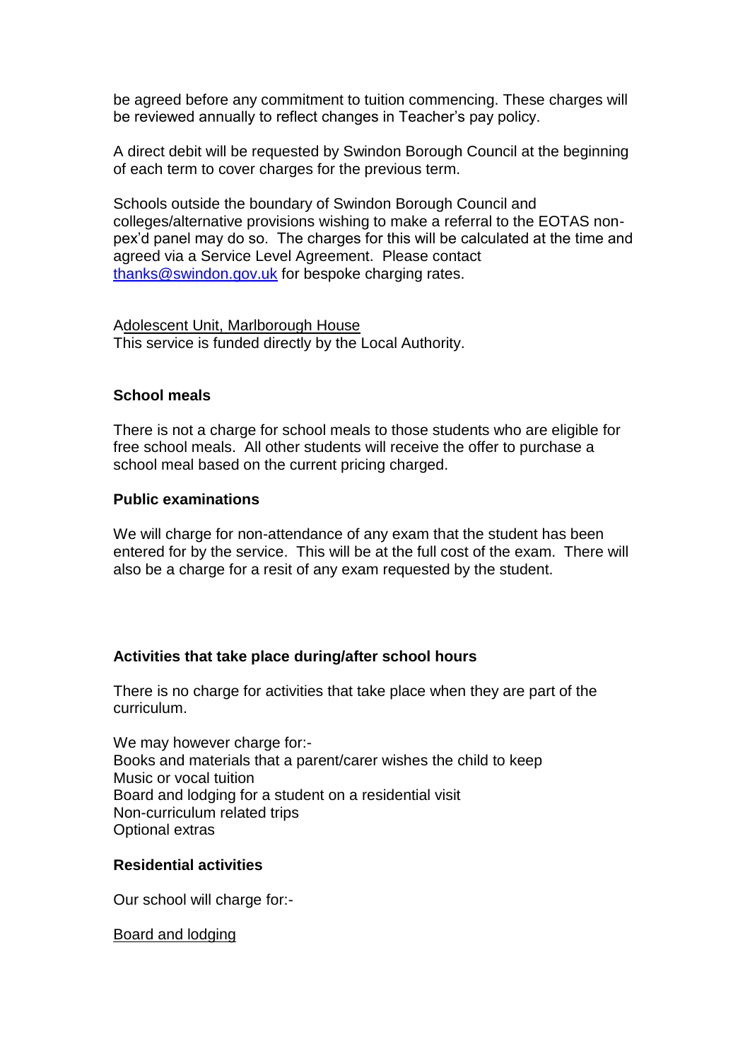be agreed before any commitment to tuition commencing. These charges will be reviewed annually to reflect changes in Teacher's pay policy.

A direct debit will be requested by Swindon Borough Council at the beginning of each term to cover charges for the previous term.

Schools outside the boundary of Swindon Borough Council and colleges/alternative provisions wishing to make a referral to the EOTAS non-pex'd panel may do so. The charges for this will be calculated at the time and agreed via a Service Level Agreement. Please contact [thanks@swindon.gov.uk](mailto:thanks@swindon.gov.uk) for bespoke charging rates.

Adolescent Unit, Marlborough House

This service is funded directly by the Local Authority.

**School meals**

There is not a charge for school meals to those students who are eligible for free school meals. All other students will receive the offer to purchase a school meal based on the current pricing charged.

**Public examinations**

We will charge for non-attendance of any exam that the student has been entered for by the service. This will be at the full cost of the exam. There will also be a charge for a resit of any exam requested by the student.

**Activities that take place during/after school hours**

There is no charge for activities that take place when they are part of the curriculum.

We may however charge for:-
Books and materials that a parent/carer wishes the child to keep
Music or vocal tuition
Board and lodging for a student on a residential visit
Non-curriculum related trips
Optional extras

**Residential activities**

Our school will charge for:-

Board and lodging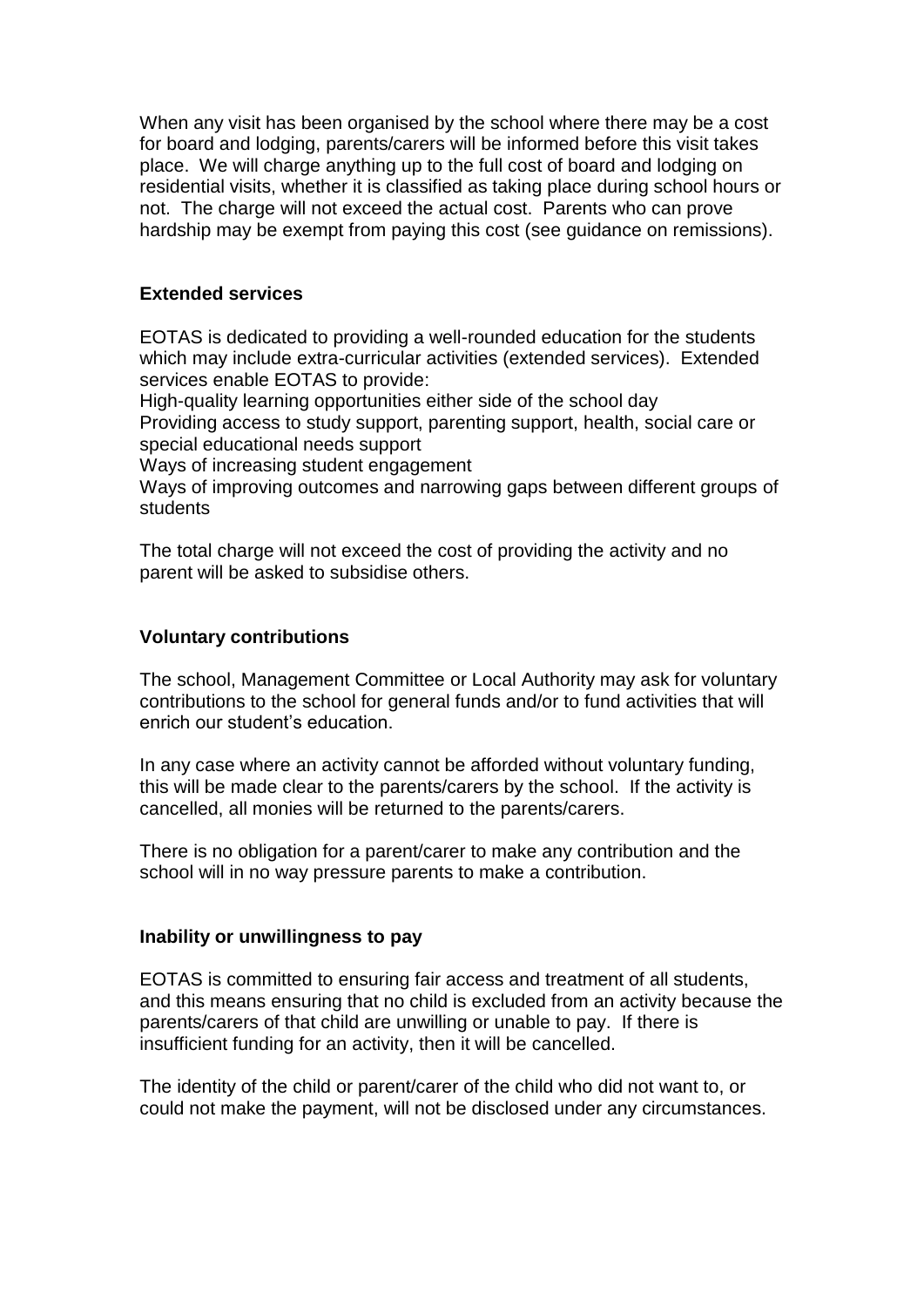When any visit has been organised by the school where there may be a cost for board and lodging, parents/carers will be informed before this visit takes place. We will charge anything up to the full cost of board and lodging on residential visits, whether it is classified as taking place during school hours or not. The charge will not exceed the actual cost. Parents who can prove hardship may be exempt from paying this cost (see guidance on remissions).

**Extended services**

EOTAS is dedicated to providing a well-rounded education for the students which may include extra-curricular activities (extended services). Extended services enable EOTAS to provide:

High-quality learning opportunities either side of the school day

Providing access to study support, parenting support, health, social care or special educational needs support

Ways of increasing student engagement

Ways of improving outcomes and narrowing gaps between different groups of students

The total charge will not exceed the cost of providing the activity and no parent will be asked to subsidise others.

**Voluntary contributions**

The school, Management Committee or Local Authority may ask for voluntary contributions to the school for general funds and/or to fund activities that will enrich our student's education.

In any case where an activity cannot be afforded without voluntary funding, this will be made clear to the parents/carers by the school. If the activity is cancelled, all monies will be returned to the parents/carers.

There is no obligation for a parent/carer to make any contribution and the school will in no way pressure parents to make a contribution.

**Inability or unwillingness to pay**

EOTAS is committed to ensuring fair access and treatment of all students, and this means ensuring that no child is excluded from an activity because the parents/carers of that child are unwilling or unable to pay. If there is insufficient funding for an activity, then it will be cancelled.

The identity of the child or parent/carer of the child who did not want to, or could not make the payment, will not be disclosed under any circumstances.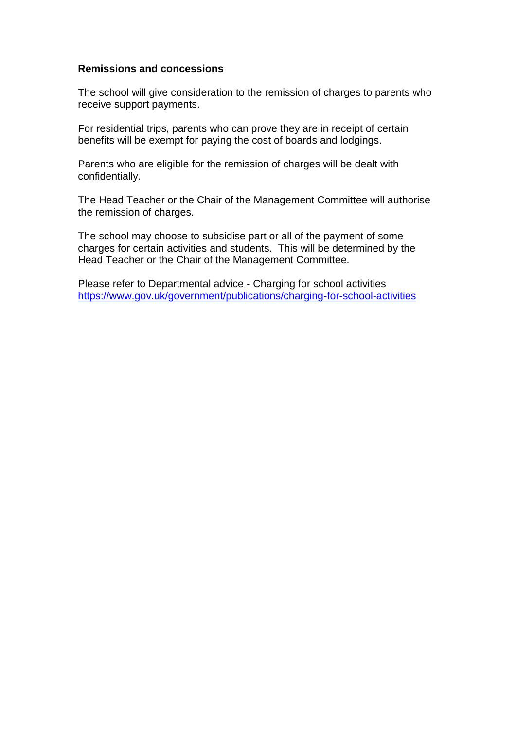**Remissions and concessions**

The school will give consideration to the remission of charges to parents who receive support payments.

For residential trips, parents who can prove they are in receipt of certain benefits will be exempt for paying the cost of boards and lodgings.

Parents who are eligible for the remission of charges will be dealt with confidentially.

The Head Teacher or the Chair of the Management Committee will authorise the remission of charges.

The school may choose to subsidise part or all of the payment of some charges for certain activities and students. This will be determined by the Head Teacher or the Chair of the Management Committee.

Please refer to Departmental advice - Charging for school activities
https://www.gov.uk/government/publications/charging-for-school-activities